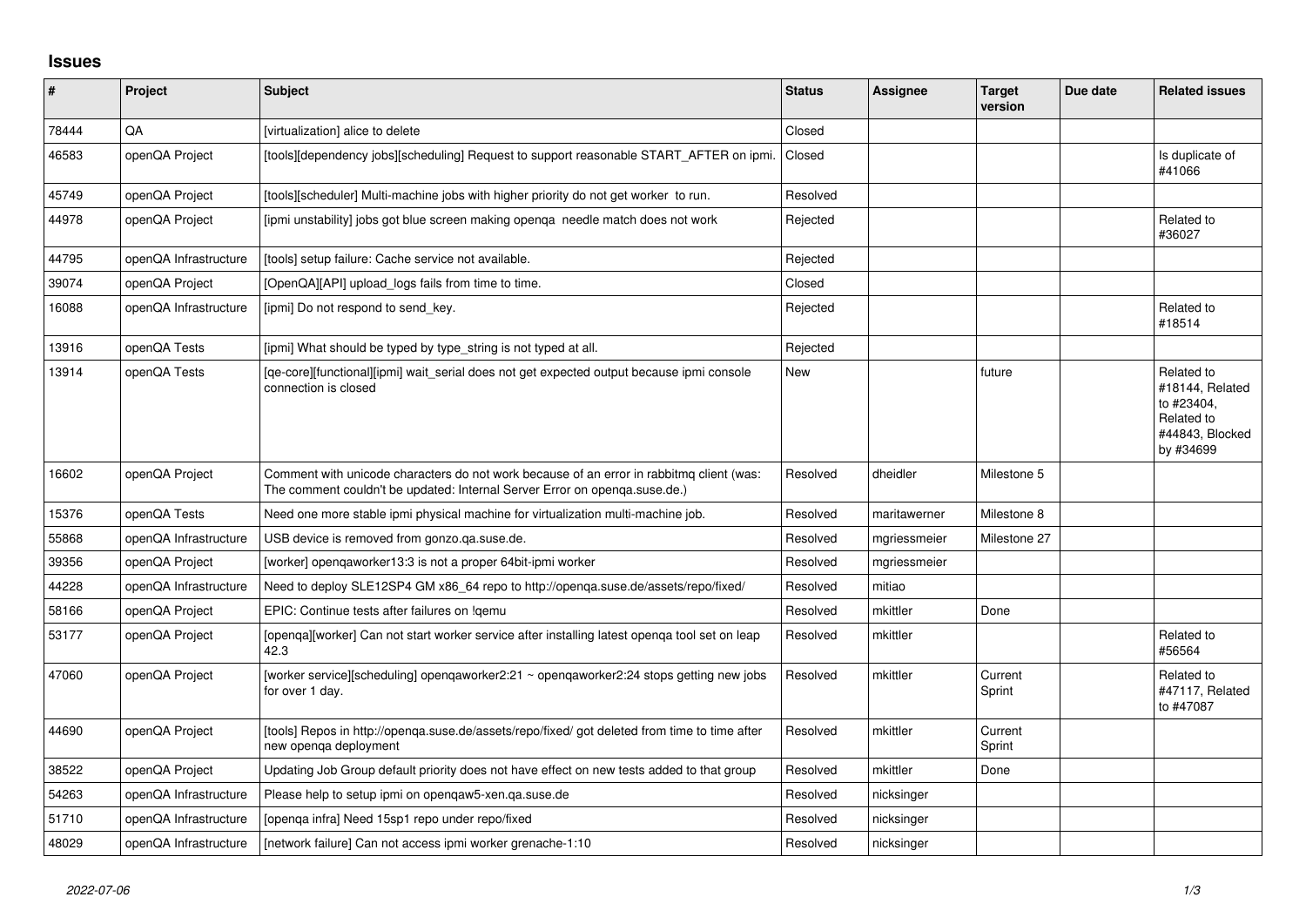# Issues

| # | Project | Subject | Status | Assignee | Target version | Due date | Related issues |
|---|---|---|---|---|---|---|---|
| 78444 | QA | [virtualization] alice to delete | Closed | | | | |
| 46583 | openQA Project | [tools][dependency jobs][scheduling] Request to support reasonable START_AFTER on ipmi. | Closed | | | | Is duplicate of #41066 |
| 45749 | openQA Project | [tools][scheduler] Multi-machine jobs with higher priority do not get worker to run. | Resolved | | | | |
| 44978 | openQA Project | [ipmi unstability] jobs got blue screen making openqa needle match does not work | Rejected | | | | Related to #36027 |
| 44795 | openQA Infrastructure | [tools] setup failure: Cache service not available. | Rejected | | | | |
| 39074 | openQA Project | [OpenQA][API] upload_logs fails from time to time. | Closed | | | | |
| 16088 | openQA Infrastructure | [ipmi] Do not respond to send_key. | Rejected | | | | Related to #18514 |
| 13916 | openQA Tests | [ipmi] What should be typed by type_string is not typed at all. | Rejected | | | | |
| 13914 | openQA Tests | [qe-core][functional][ipmi] wait_serial does not get expected output because ipmi console connection is closed | New | | future | | Related to #18144, Related to #23404, Related to #44843, Blocked by #34699 |
| 16602 | openQA Project | Comment with unicode characters do not work because of an error in rabbitmq client (was: The comment couldn't be updated: Internal Server Error on openqa.suse.de.) | Resolved | dheidler | Milestone 5 | | |
| 15376 | openQA Tests | Need one more stable ipmi physical machine for virtualization multi-machine job. | Resolved | maritawerner | Milestone 8 | | |
| 55868 | openQA Infrastructure | USB device is removed from gonzo.qa.suse.de. | Resolved | mgriessmeier | Milestone 27 | | |
| 39356 | openQA Project | [worker] openqaworker13:3 is not a proper 64bit-ipmi worker | Resolved | mgriessmeier | | | |
| 44228 | openQA Infrastructure | Need to deploy SLE12SP4 GM x86_64 repo to http://openqa.suse.de/assets/repo/fixed/ | Resolved | mitiao | | | |
| 58166 | openQA Project | EPIC: Continue tests after failures on !qemu | Resolved | mkittler | Done | | |
| 53177 | openQA Project | [openqa][worker] Can not start worker service after installing latest openqa tool set on leap 42.3 | Resolved | mkittler | | | Related to #56564 |
| 47060 | openQA Project | [worker service][scheduling] openqaworker2:21 ~ openqaworker2:24 stops getting new jobs for over 1 day. | Resolved | mkittler | Current Sprint | | Related to #47117, Related to #47087 |
| 44690 | openQA Project | [tools] Repos in http://openqa.suse.de/assets/repo/fixed/ got deleted from time to time after new openqa deployment | Resolved | mkittler | Current Sprint | | |
| 38522 | openQA Project | Updating Job Group default priority does not have effect on new tests added to that group | Resolved | mkittler | Done | | |
| 54263 | openQA Infrastructure | Please help to setup ipmi on openqaw5-xen.qa.suse.de | Resolved | nicksinger | | | |
| 51710 | openQA Infrastructure | [openqa infra] Need 15sp1 repo under repo/fixed | Resolved | nicksinger | | | |
| 48029 | openQA Infrastructure | [network failure] Can not access ipmi worker grenache-1:10 | Resolved | nicksinger | | | |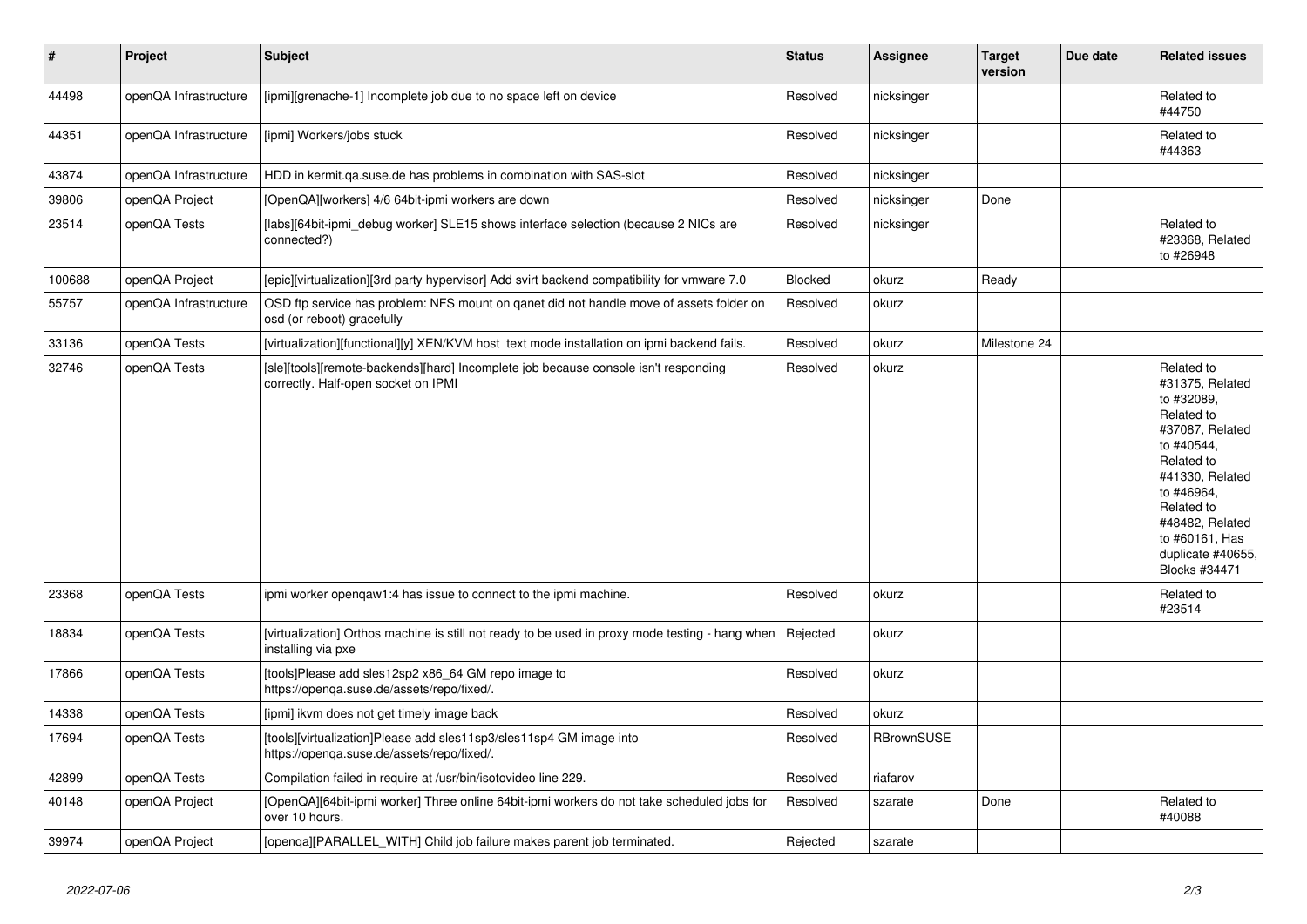| # | Project | Subject | Status | Assignee | Target version | Due date | Related issues |
|---|---|---|---|---|---|---|---|
| 44498 | openQA Infrastructure | [ipmi][grenache-1] Incomplete job due to no space left on device | Resolved | nicksinger | | | Related to #44750 |
| 44351 | openQA Infrastructure | [ipmi] Workers/jobs stuck | Resolved | nicksinger | | | Related to #44363 |
| 43874 | openQA Infrastructure | HDD in kermit.qa.suse.de has problems in combination with SAS-slot | Resolved | nicksinger | | | |
| 39806 | openQA Project | [OpenQA][workers] 4/6 64bit-ipmi workers are down | Resolved | nicksinger | Done | | |
| 23514 | openQA Tests | [labs][64bit-ipmi_debug worker] SLE15 shows interface selection (because 2 NICs are connected?) | Resolved | nicksinger | | | Related to #23368, Related to #26948 |
| 100688 | openQA Project | [epic][virtualization][3rd party hypervisor] Add svirt backend compatibility for vmware 7.0 | Blocked | okurz | Ready | | |
| 55757 | openQA Infrastructure | OSD ftp service has problem: NFS mount on qanet did not handle move of assets folder on osd (or reboot) gracefully | Resolved | okurz | | | |
| 33136 | openQA Tests | [virtualization][functional][y] XEN/KVM host text mode installation on ipmi backend fails. | Resolved | okurz | Milestone 24 | | |
| 32746 | openQA Tests | [sle][tools][remote-backends][hard] Incomplete job because console isn't responding correctly. Half-open socket on IPMI | Resolved | okurz | | | Related to #31375, Related to #32089, Related to #37087, Related to #40544, Related to #41330, Related to #46964, Related to #48482, Related to #60161, Has duplicate #40655, Blocks #34471 |
| 23368 | openQA Tests | ipmi worker openqaw1:4 has issue to connect to the ipmi machine. | Resolved | okurz | | | Related to #23514 |
| 18834 | openQA Tests | [virtualization] Orthos machine is still not ready to be used in proxy mode testing - hang when installing via pxe | Rejected | okurz | | | |
| 17866 | openQA Tests | [tools]Please add sles12sp2 x86_64 GM repo image to https://openqa.suse.de/assets/repo/fixed/. | Resolved | okurz | | | |
| 14338 | openQA Tests | [ipmi] ikvm does not get timely image back | Resolved | okurz | | | |
| 17694 | openQA Tests | [tools][virtualization]Please add sles11sp3/sles11sp4 GM image into https://openqa.suse.de/assets/repo/fixed/. | Resolved | RBrownSUSE | | | |
| 42899 | openQA Tests | Compilation failed in require at /usr/bin/isotovideo line 229. | Resolved | riafarov | | | |
| 40148 | openQA Project | [OpenQA][64bit-ipmi worker] Three online 64bit-ipmi workers do not take scheduled jobs for over 10 hours. | Resolved | szarate | Done | | Related to #40088 |
| 39974 | openQA Project | [openqa][PARALLEL_WITH] Child job failure makes parent job terminated. | Rejected | szarate | | | |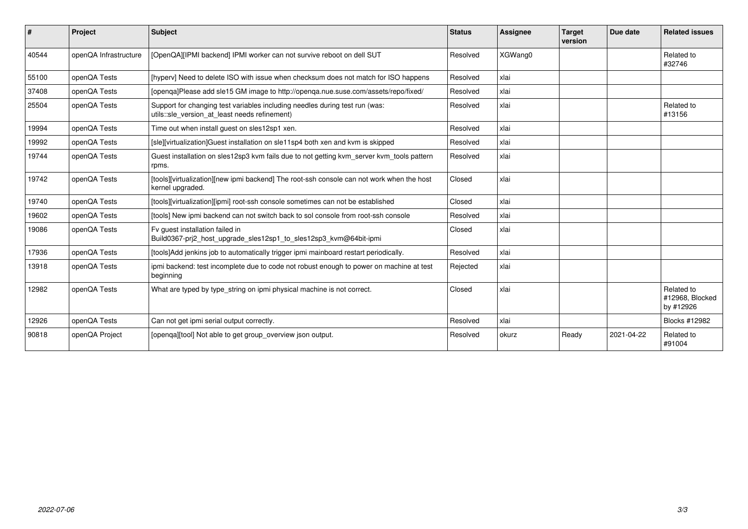| # | Project | Subject | Status | Assignee | Target version | Due date | Related issues |
|---|---|---|---|---|---|---|---|
| 40544 | openQA Infrastructure | [OpenQA][IPMI backend] IPMI worker can not survive reboot on dell SUT | Resolved | XGWang0 | | | Related to #32746 |
| 55100 | openQA Tests | [hyperv] Need to delete ISO with issue when checksum does not match for ISO happens | Resolved | xlai | | | |
| 37408 | openQA Tests | [openqa]Please add sle15 GM image to http://openqa.nue.suse.com/assets/repo/fixed/ | Resolved | xlai | | | |
| 25504 | openQA Tests | Support for changing test variables including needles during test run (was: utils::sle_version_at_least needs refinement) | Resolved | xlai | | | Related to #13156 |
| 19994 | openQA Tests | Time out when install guest on sles12sp1 xen. | Resolved | xlai | | | |
| 19992 | openQA Tests | [sle][virtualization]Guest installation on sle11sp4 both xen and kvm is skipped | Resolved | xlai | | | |
| 19744 | openQA Tests | Guest installation on sles12sp3 kvm fails due to not getting kvm_server kvm_tools pattern rpms. | Resolved | xlai | | | |
| 19742 | openQA Tests | [tools][virtualization][new ipmi backend] The root-ssh console can not work when the host kernel upgraded. | Closed | xlai | | | |
| 19740 | openQA Tests | [tools][virtualization][ipmi] root-ssh console sometimes can not be established | Closed | xlai | | | |
| 19602 | openQA Tests | [tools] New ipmi backend can not switch back to sol console from root-ssh console | Resolved | xlai | | | |
| 19086 | openQA Tests | Fv guest installation failed in Build0367-prj2_host_upgrade_sles12sp1_to_sles12sp3_kvm@64bit-ipmi | Closed | xlai | | | |
| 17936 | openQA Tests | [tools]Add jenkins job to automatically trigger ipmi mainboard restart periodically. | Resolved | xlai | | | |
| 13918 | openQA Tests | ipmi backend: test incomplete due to code not robust enough to power on machine at test beginning | Rejected | xlai | | | |
| 12982 | openQA Tests | What are typed by type_string on ipmi physical machine is not correct. | Closed | xlai | | | Related to #12968, Blocked by #12926 |
| 12926 | openQA Tests | Can not get ipmi serial output correctly. | Resolved | xlai | | | Blocks #12982 |
| 90818 | openQA Project | [openqa][tool] Not able to get group_overview json output. | Resolved | okurz | Ready | 2021-04-22 | Related to #91004 |